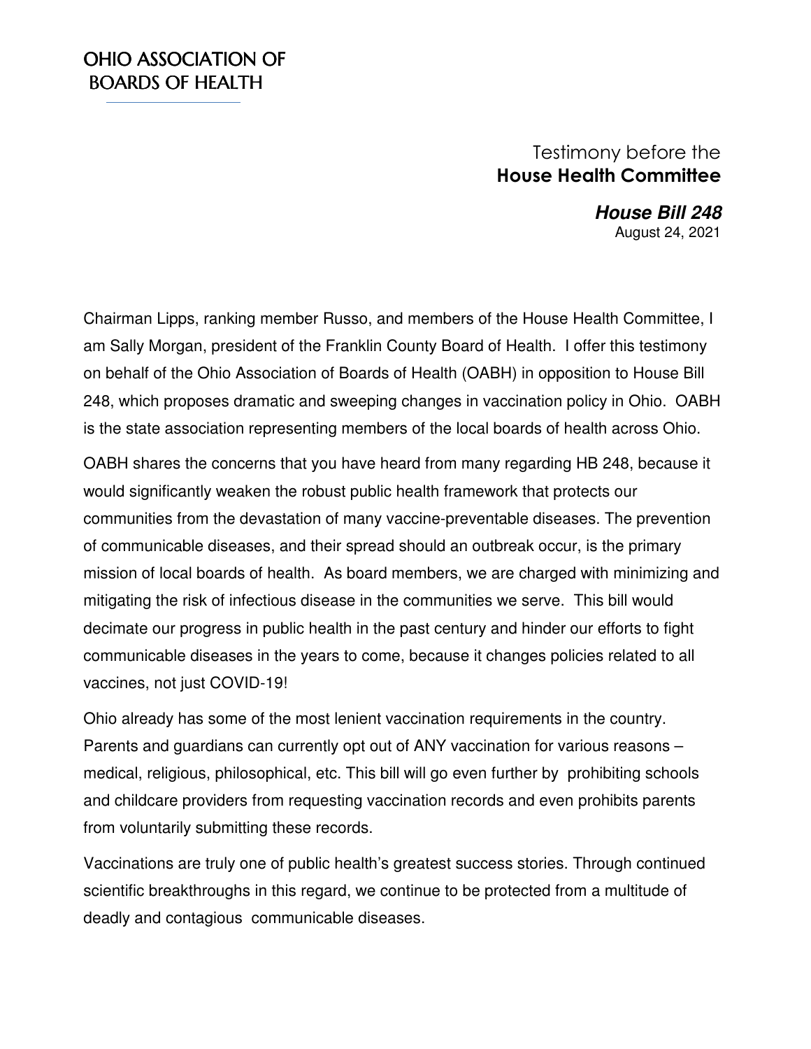# OHIO ASSOCIATION OF BOARDS OF HEALTH

Testimony before the
**House Health Committee**

***House Bill 248***
August 24, 2021

Chairman Lipps, ranking member Russo, and members of the House Health Committee, I am Sally Morgan, president of the Franklin County Board of Health. I offer this testimony on behalf of the Ohio Association of Boards of Health (OABH) in opposition to House Bill 248, which proposes dramatic and sweeping changes in vaccination policy in Ohio. OABH is the state association representing members of the local boards of health across Ohio.

OABH shares the concerns that you have heard from many regarding HB 248, because it would significantly weaken the robust public health framework that protects our communities from the devastation of many vaccine-preventable diseases. The prevention of communicable diseases, and their spread should an outbreak occur, is the primary mission of local boards of health. As board members, we are charged with minimizing and mitigating the risk of infectious disease in the communities we serve. This bill would decimate our progress in public health in the past century and hinder our efforts to fight communicable diseases in the years to come, because it changes policies related to all vaccines, not just COVID-19!

Ohio already has some of the most lenient vaccination requirements in the country. Parents and guardians can currently opt out of ANY vaccination for various reasons – medical, religious, philosophical, etc. This bill will go even further by prohibiting schools and childcare providers from requesting vaccination records and even prohibits parents from voluntarily submitting these records.

Vaccinations are truly one of public health's greatest success stories. Through continued scientific breakthroughs in this regard, we continue to be protected from a multitude of deadly and contagious communicable diseases.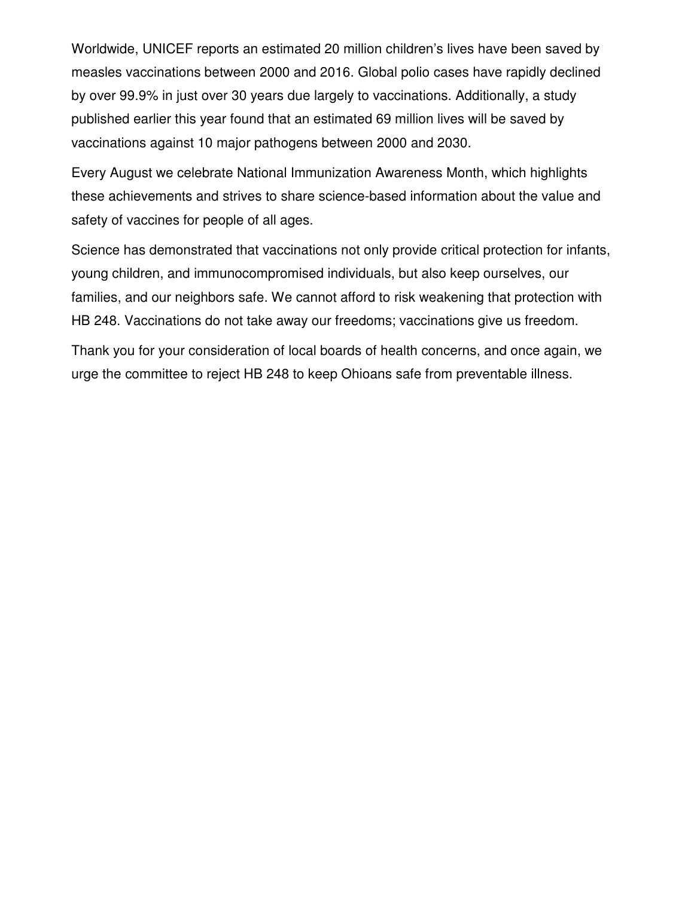Worldwide, UNICEF reports an estimated 20 million children's lives have been saved by measles vaccinations between 2000 and 2016. Global polio cases have rapidly declined by over 99.9% in just over 30 years due largely to vaccinations. Additionally, a study published earlier this year found that an estimated 69 million lives will be saved by vaccinations against 10 major pathogens between 2000 and 2030.

Every August we celebrate National Immunization Awareness Month, which highlights these achievements and strives to share science-based information about the value and safety of vaccines for people of all ages.

Science has demonstrated that vaccinations not only provide critical protection for infants, young children, and immunocompromised individuals, but also keep ourselves, our families, and our neighbors safe. We cannot afford to risk weakening that protection with HB 248. Vaccinations do not take away our freedoms; vaccinations give us freedom.

Thank you for your consideration of local boards of health concerns, and once again, we urge the committee to reject HB 248 to keep Ohioans safe from preventable illness.